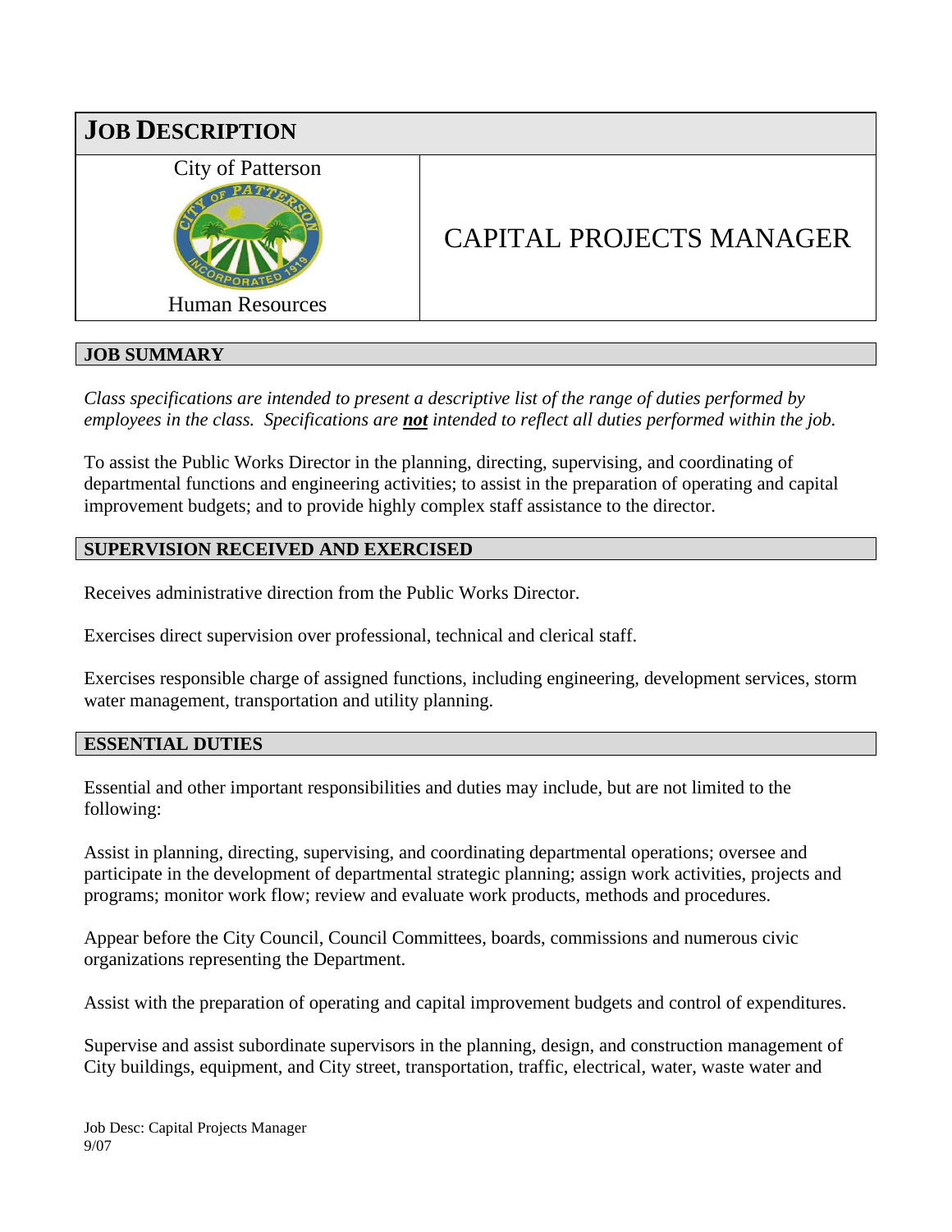# JOB DESCRIPTION

City of Patterson

Human Resources

# CAPITAL PROJECTS MANAGER

## JOB SUMMARY

*Class specifications are intended to present a descriptive list of the range of duties performed by employees in the class. Specifications are **not** intended to reflect all duties performed within the job.*

To assist the Public Works Director in the planning, directing, supervising, and coordinating of departmental functions and engineering activities; to assist in the preparation of operating and capital improvement budgets; and to provide highly complex staff assistance to the director.

## SUPERVISION RECEIVED AND EXERCISED

Receives administrative direction from the Public Works Director.

Exercises direct supervision over professional, technical and clerical staff.

Exercises responsible charge of assigned functions, including engineering, development services, storm water management, transportation and utility planning.

## ESSENTIAL DUTIES

Essential and other important responsibilities and duties may include, but are not limited to the following:

Assist in planning, directing, supervising, and coordinating departmental operations; oversee and participate in the development of departmental strategic planning; assign work activities, projects and programs; monitor work flow; review and evaluate work products, methods and procedures.

Appear before the City Council, Council Committees, boards, commissions and numerous civic organizations representing the Department.

Assist with the preparation of operating and capital improvement budgets and control of expenditures.

Supervise and assist subordinate supervisors in the planning, design, and construction management of City buildings, equipment, and City street, transportation, traffic, electrical, water, waste water and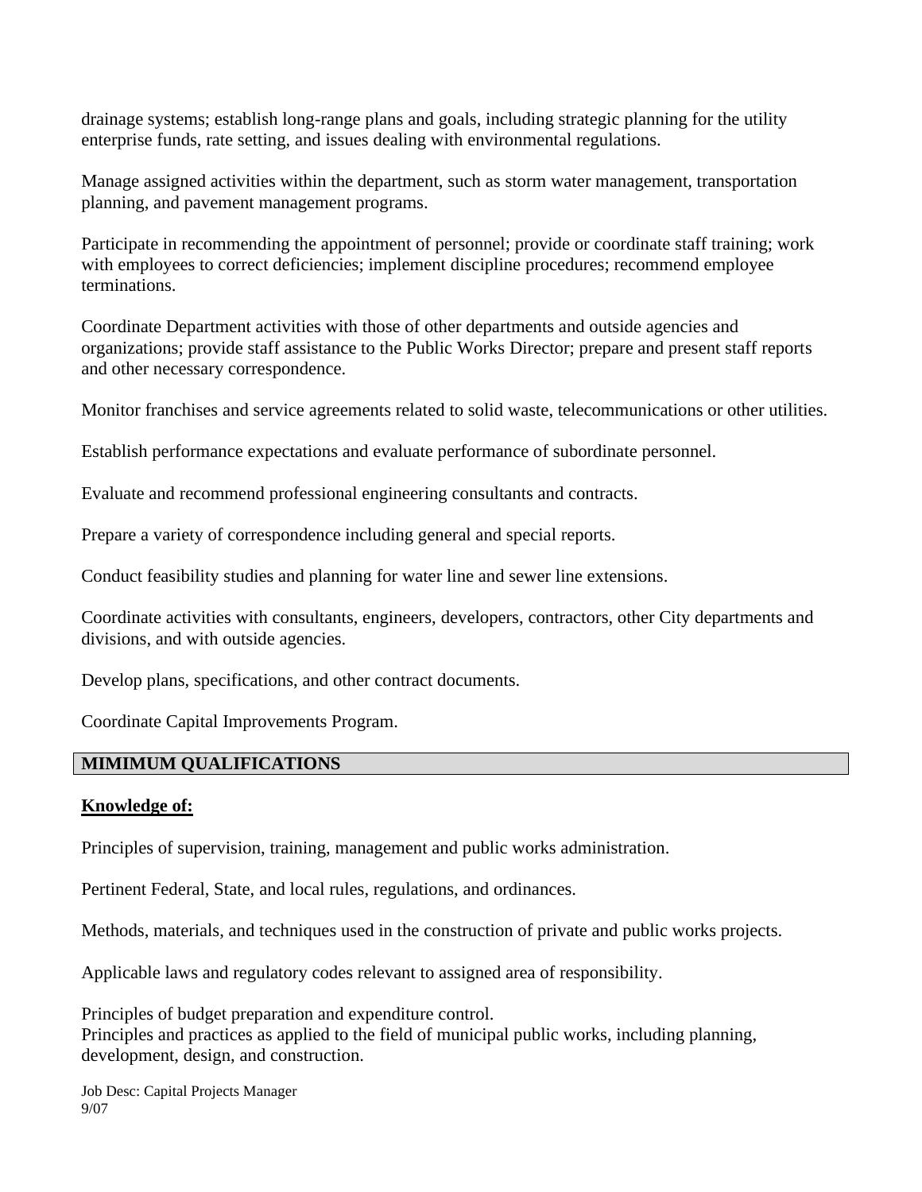drainage systems; establish long-range plans and goals, including strategic planning for the utility enterprise funds, rate setting, and issues dealing with environmental regulations.

Manage assigned activities within the department, such as storm water management, transportation planning, and pavement management programs.

Participate in recommending the appointment of personnel; provide or coordinate staff training; work with employees to correct deficiencies; implement discipline procedures; recommend employee terminations.

Coordinate Department activities with those of other departments and outside agencies and organizations; provide staff assistance to the Public Works Director; prepare and present staff reports and other necessary correspondence.

Monitor franchises and service agreements related to solid waste, telecommunications or other utilities.

Establish performance expectations and evaluate performance of subordinate personnel.

Evaluate and recommend professional engineering consultants and contracts.

Prepare a variety of correspondence including general and special reports.

Conduct feasibility studies and planning for water line and sewer line extensions.

Coordinate activities with consultants, engineers, developers, contractors, other City departments and divisions, and with outside agencies.

Develop plans, specifications, and other contract documents.

Coordinate Capital Improvements Program.

## MIMIMUM QUALIFICATIONS

**Knowledge of:**

Principles of supervision, training, management and public works administration.

Pertinent Federal, State, and local rules, regulations, and ordinances.

Methods, materials, and techniques used in the construction of private and public works projects.

Applicable laws and regulatory codes relevant to assigned area of responsibility.

Principles of budget preparation and expenditure control.
Principles and practices as applied to the field of municipal public works, including planning, development, design, and construction.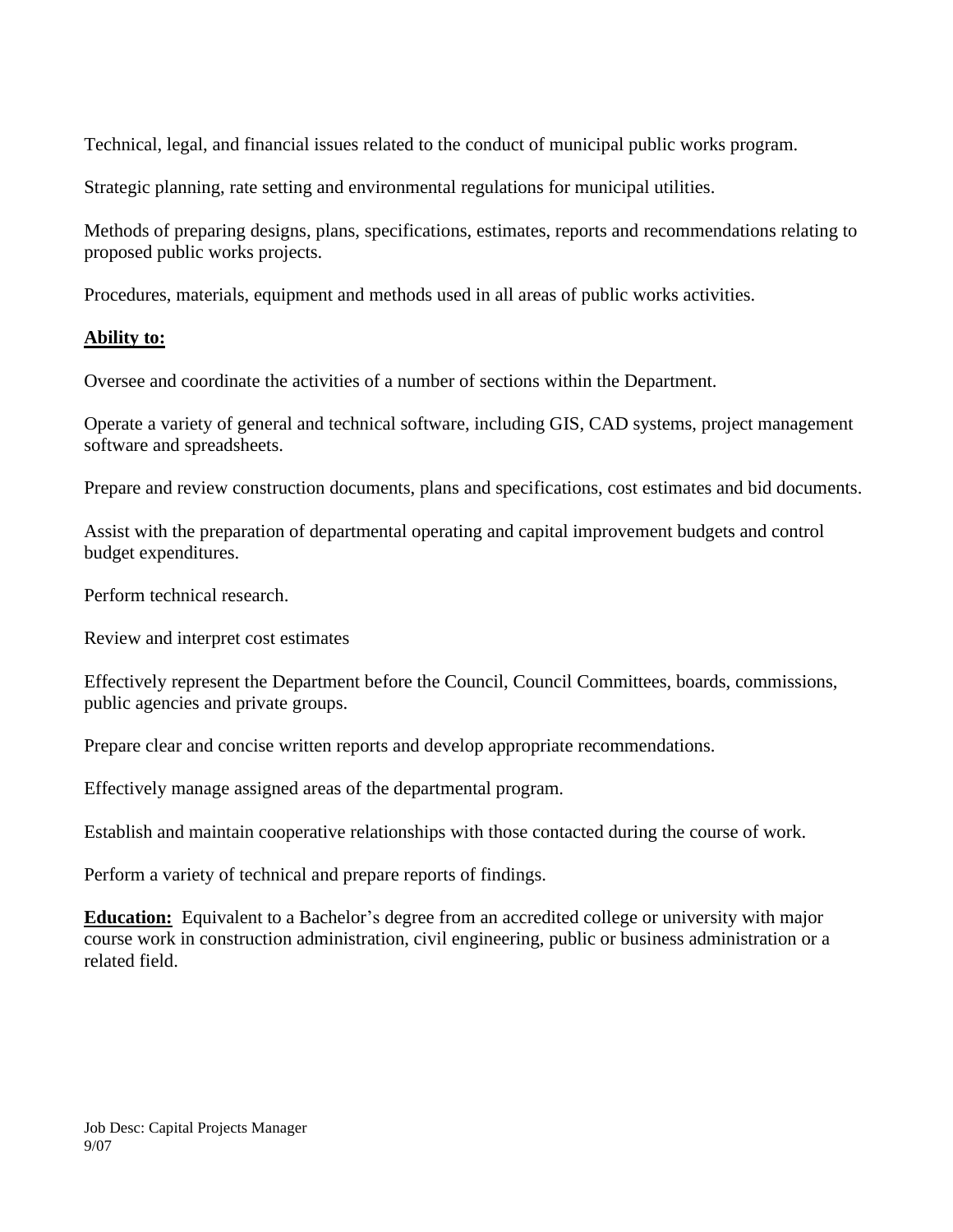Technical, legal, and financial issues related to the conduct of municipal public works program.

Strategic planning, rate setting and environmental regulations for municipal utilities.

Methods of preparing designs, plans, specifications, estimates, reports and recommendations relating to proposed public works projects.

Procedures, materials, equipment and methods used in all areas of public works activities.

**Ability to:**

Oversee and coordinate the activities of a number of sections within the Department.

Operate a variety of general and technical software, including GIS, CAD systems, project management software and spreadsheets.

Prepare and review construction documents, plans and specifications, cost estimates and bid documents.

Assist with the preparation of departmental operating and capital improvement budgets and control budget expenditures.

Perform technical research.

Review and interpret cost estimates

Effectively represent the Department before the Council, Council Committees, boards, commissions, public agencies and private groups.

Prepare clear and concise written reports and develop appropriate recommendations.

Effectively manage assigned areas of the departmental program.

Establish and maintain cooperative relationships with those contacted during the course of work.

Perform a variety of technical and prepare reports of findings.

**Education:** Equivalent to a Bachelor's degree from an accredited college or university with major course work in construction administration, civil engineering, public or business administration or a related field.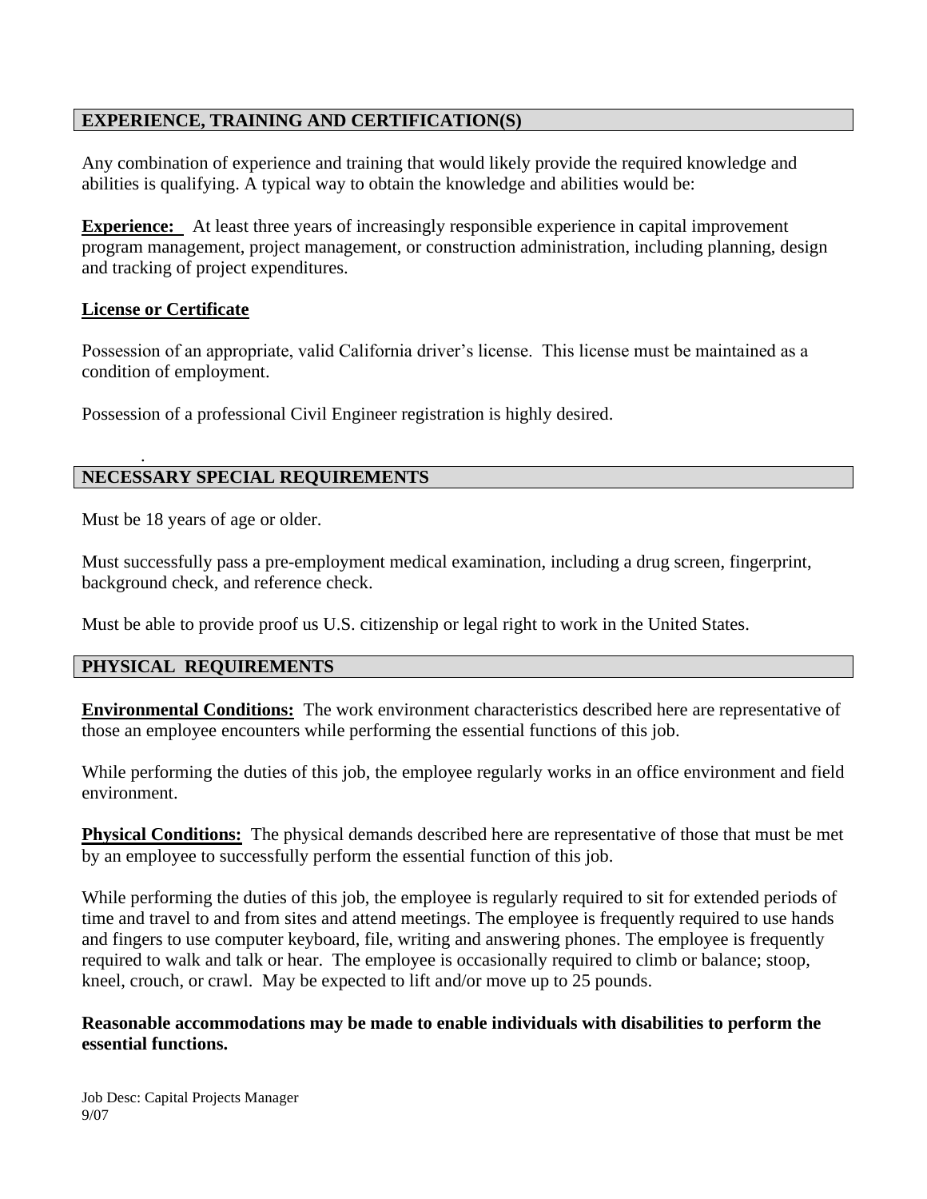## EXPERIENCE, TRAINING AND CERTIFICATION(S)

Any combination of experience and training that would likely provide the required knowledge and abilities is qualifying. A typical way to obtain the knowledge and abilities would be:

**Experience:** At least three years of increasingly responsible experience in capital improvement program management, project management, or construction administration, including planning, design and tracking of project expenditures.

**License or Certificate**

Possession of an appropriate, valid California driver's license. This license must be maintained as a condition of employment.

Possession of a professional Civil Engineer registration is highly desired.

## NECESSARY SPECIAL REQUIREMENTS

Must be 18 years of age or older.

Must successfully pass a pre-employment medical examination, including a drug screen, fingerprint, background check, and reference check.

Must be able to provide proof us U.S. citizenship or legal right to work in the United States.

## PHYSICAL REQUIREMENTS

**Environmental Conditions:** The work environment characteristics described here are representative of those an employee encounters while performing the essential functions of this job.

While performing the duties of this job, the employee regularly works in an office environment and field environment.

**Physical Conditions:** The physical demands described here are representative of those that must be met by an employee to successfully perform the essential function of this job.

While performing the duties of this job, the employee is regularly required to sit for extended periods of time and travel to and from sites and attend meetings. The employee is frequently required to use hands and fingers to use computer keyboard, file, writing and answering phones. The employee is frequently required to walk and talk or hear. The employee is occasionally required to climb or balance; stoop, kneel, crouch, or crawl. May be expected to lift and/or move up to 25 pounds.

**Reasonable accommodations may be made to enable individuals with disabilities to perform the essential functions.**

Job Desc: Capital Projects Manager
9/07